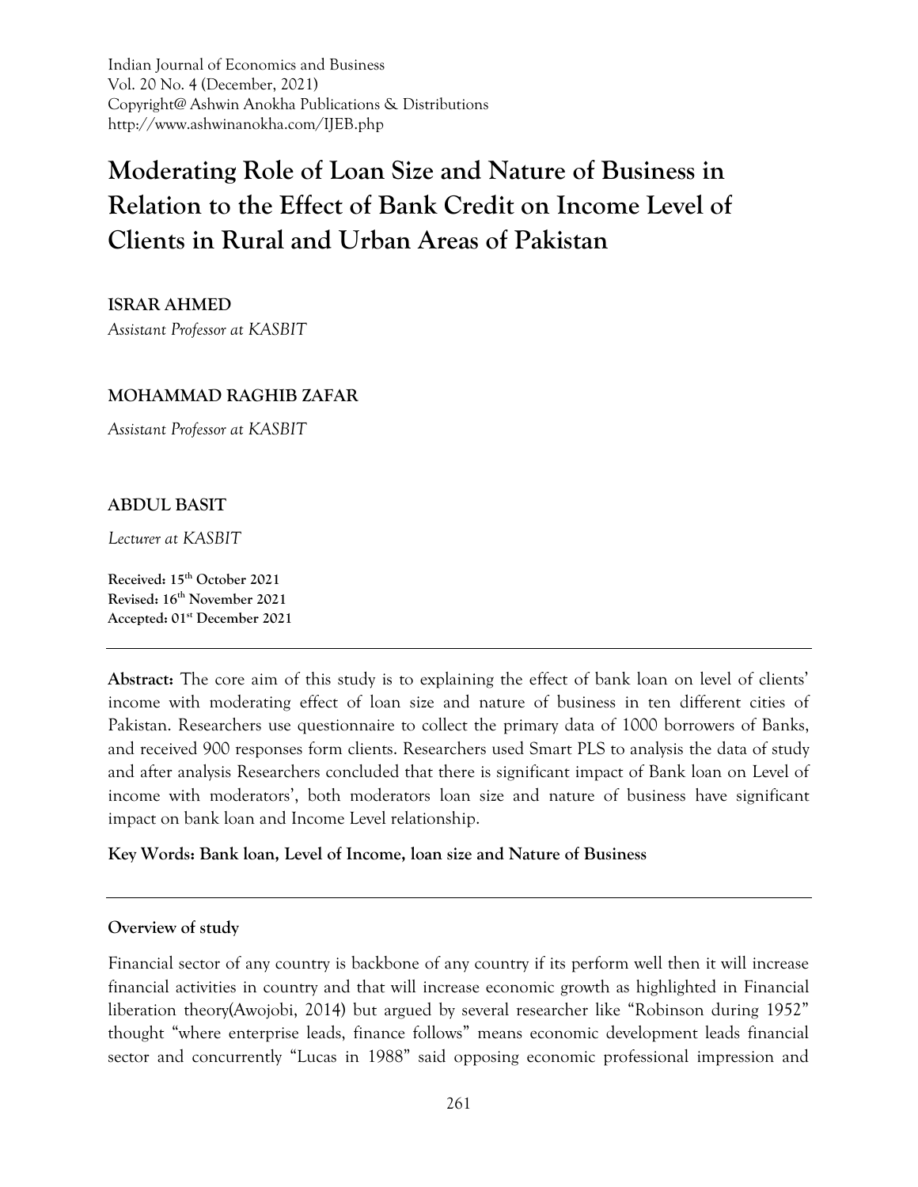Indian Journal of Economics and Business
Vol. 20 No. 4 (December, 2021)
Copyright@ Ashwin Anokha Publications & Distributions
http://www.ashwinanokha.com/IJEB.php

# Moderating Role of Loan Size and Nature of Business in Relation to the Effect of Bank Credit on Income Level of Clients in Rural and Urban Areas of Pakistan

**ISRAR AHMED**

*Assistant Professor at KASBIT*

**MOHAMMAD RAGHIB ZAFAR**

*Assistant Professor at KASBIT*

**ABDUL BASIT**

*Lecturer at KASBIT*

**Received: 15th October 2021**
**Revised: 16th November 2021**
**Accepted: 01st December 2021**

---

**Abstract:** The core aim of this study is to explaining the effect of bank loan on level of clients' income with moderating effect of loan size and nature of business in ten different cities of Pakistan. Researchers use questionnaire to collect the primary data of 1000 borrowers of Banks, and received 900 responses form clients. Researchers used Smart PLS to analysis the data of study and after analysis Researchers concluded that there is significant impact of Bank loan on Level of income with moderators', both moderators loan size and nature of business have significant impact on bank loan and Income Level relationship.

**Key Words: Bank loan, Level of Income, loan size and Nature of Business**

---

**Overview of study**

Financial sector of any country is backbone of any country if its perform well then it will increase financial activities in country and that will increase economic growth as highlighted in Financial liberation theory(Awojobi, 2014) but argued by several researcher like "Robinson during 1952" thought "where enterprise leads, finance follows" means economic development leads financial sector and concurrently "Lucas in 1988" said opposing economic professional impression and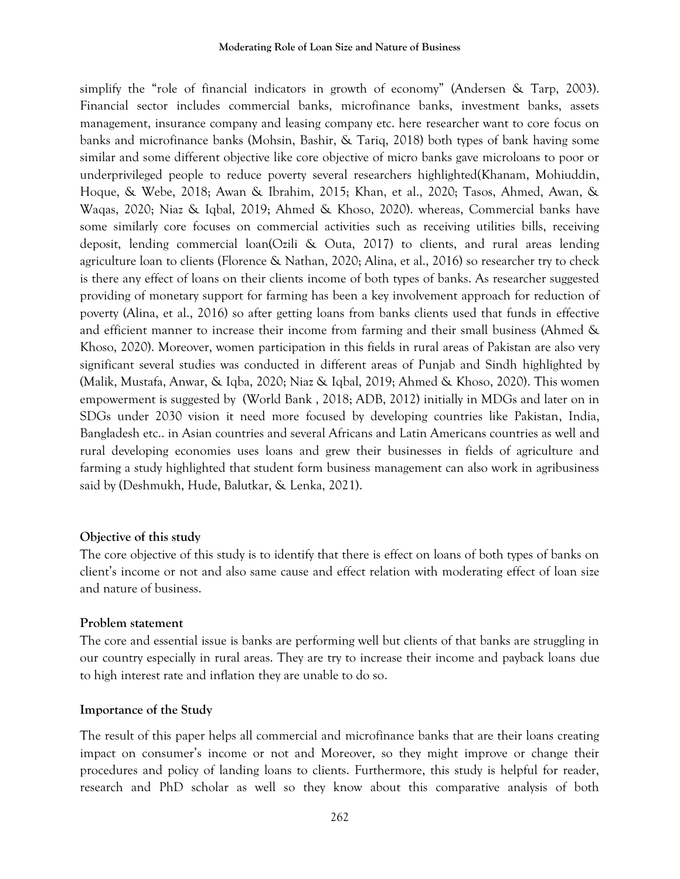simplify the "role of financial indicators in growth of economy" (Andersen & Tarp, 2003). Financial sector includes commercial banks, microfinance banks, investment banks, assets management, insurance company and leasing company etc. here researcher want to core focus on banks and microfinance banks (Mohsin, Bashir, & Tariq, 2018) both types of bank having some similar and some different objective like core objective of micro banks gave microloans to poor or underprivileged people to reduce poverty several researchers highlighted(Khanam, Mohiuddin, Hoque, & Webe, 2018; Awan & Ibrahim, 2015; Khan, et al., 2020; Tasos, Ahmed, Awan, & Waqas, 2020; Niaz & Iqbal, 2019; Ahmed & Khoso, 2020). whereas, Commercial banks have some similarly core focuses on commercial activities such as receiving utilities bills, receiving deposit, lending commercial loan(Ozili & Outa, 2017) to clients, and rural areas lending agriculture loan to clients (Florence & Nathan, 2020; Alina, et al., 2016) so researcher try to check is there any effect of loans on their clients income of both types of banks. As researcher suggested providing of monetary support for farming has been a key involvement approach for reduction of poverty (Alina, et al., 2016) so after getting loans from banks clients used that funds in effective and efficient manner to increase their income from farming and their small business (Ahmed & Khoso, 2020). Moreover, women participation in this fields in rural areas of Pakistan are also very significant several studies was conducted in different areas of Punjab and Sindh highlighted by (Malik, Mustafa, Anwar, & Iqba, 2020; Niaz & Iqbal, 2019; Ahmed & Khoso, 2020). This women empowerment is suggested by (World Bank , 2018; ADB, 2012) initially in MDGs and later on in SDGs under 2030 vision it need more focused by developing countries like Pakistan, India, Bangladesh etc.. in Asian countries and several Africans and Latin Americans countries as well and rural developing economies uses loans and grew their businesses in fields of agriculture and farming a study highlighted that student form business management can also work in agribusiness said by (Deshmukh, Hude, Balutkar, & Lenka, 2021).

### Objective of this study

The core objective of this study is to identify that there is effect on loans of both types of banks on client's income or not and also same cause and effect relation with moderating effect of loan size and nature of business.

### Problem statement

The core and essential issue is banks are performing well but clients of that banks are struggling in our country especially in rural areas. They are try to increase their income and payback loans due to high interest rate and inflation they are unable to do so.

### Importance of the Study

The result of this paper helps all commercial and microfinance banks that are their loans creating impact on consumer's income or not and Moreover, so they might improve or change their procedures and policy of landing loans to clients. Furthermore, this study is helpful for reader, research and PhD scholar as well so they know about this comparative analysis of both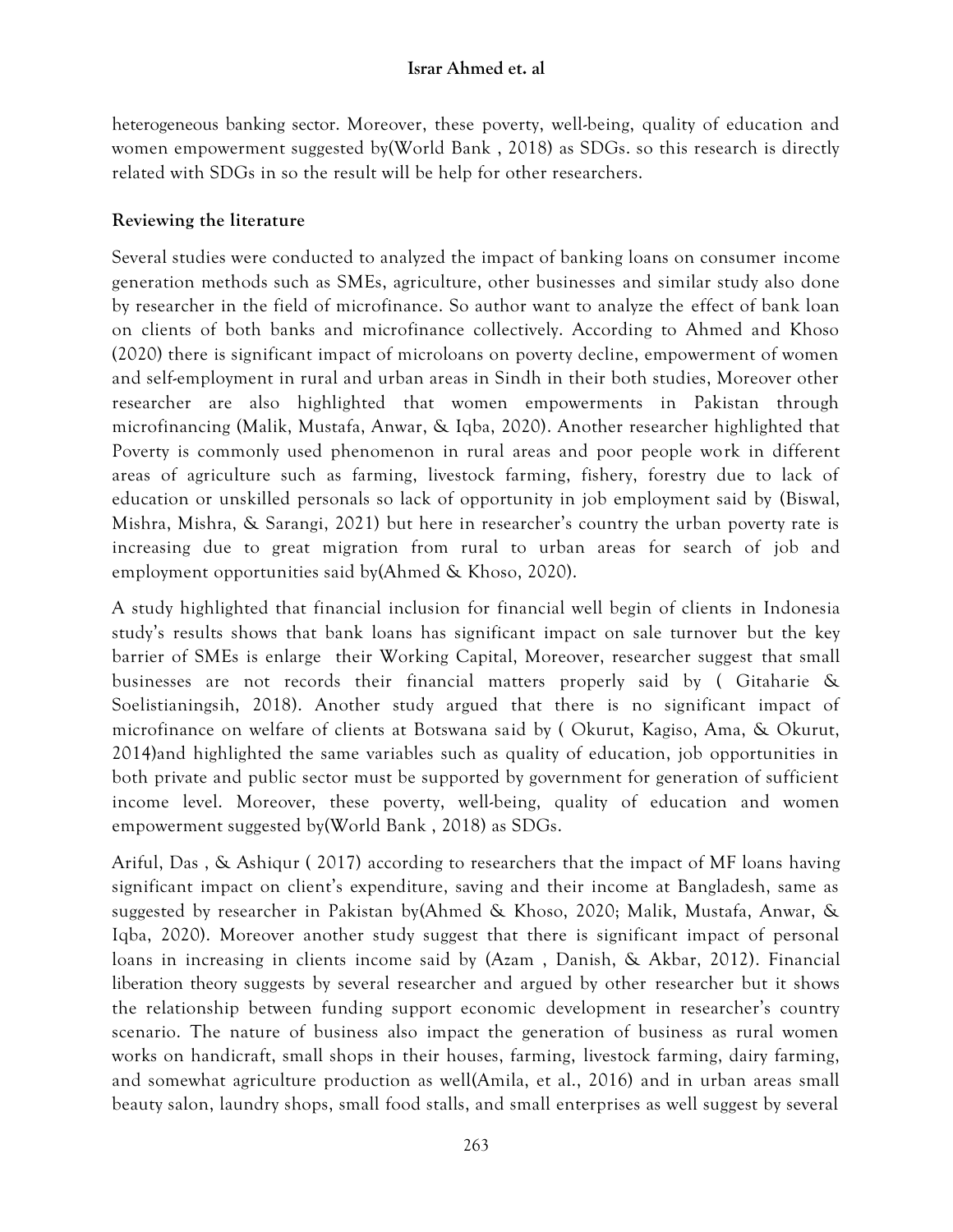heterogeneous banking sector. Moreover, these poverty, well-being, quality of education and women empowerment suggested by(World Bank , 2018) as SDGs. so this research is directly related with SDGs in so the result will be help for other researchers.

## Reviewing the literature

Several studies were conducted to analyzed the impact of banking loans on consumer income generation methods such as SMEs, agriculture, other businesses and similar study also done by researcher in the field of microfinance. So author want to analyze the effect of bank loan on clients of both banks and microfinance collectively. According to Ahmed and Khoso (2020) there is significant impact of microloans on poverty decline, empowerment of women and self-employment in rural and urban areas in Sindh in their both studies, Moreover other researcher are also highlighted that women empowerments in Pakistan through microfinancing (Malik, Mustafa, Anwar, & Iqba, 2020). Another researcher highlighted that Poverty is commonly used phenomenon in rural areas and poor people work in different areas of agriculture such as farming, livestock farming, fishery, forestry due to lack of education or unskilled personals so lack of opportunity in job employment said by (Biswal, Mishra, Mishra, & Sarangi, 2021) but here in researcher's country the urban poverty rate is increasing due to great migration from rural to urban areas for search of job and employment opportunities said by(Ahmed & Khoso, 2020).

A study highlighted that financial inclusion for financial well begin of clients in Indonesia study's results shows that bank loans has significant impact on sale turnover but the key barrier of SMEs is enlarge their Working Capital, Moreover, researcher suggest that small businesses are not records their financial matters properly said by ( Gitaharie & Soelistianingsih, 2018). Another study argued that there is no significant impact of microfinance on welfare of clients at Botswana said by ( Okurut, Kagiso, Ama, & Okurut, 2014)and highlighted the same variables such as quality of education, job opportunities in both private and public sector must be supported by government for generation of sufficient income level. Moreover, these poverty, well-being, quality of education and women empowerment suggested by(World Bank , 2018) as SDGs.

Ariful, Das , & Ashiqur ( 2017) according to researchers that the impact of MF loans having significant impact on client's expenditure, saving and their income at Bangladesh, same as suggested by researcher in Pakistan by(Ahmed & Khoso, 2020; Malik, Mustafa, Anwar, & Iqba, 2020). Moreover another study suggest that there is significant impact of personal loans in increasing in clients income said by (Azam , Danish, & Akbar, 2012). Financial liberation theory suggests by several researcher and argued by other researcher but it shows the relationship between funding support economic development in researcher's country scenario. The nature of business also impact the generation of business as rural women works on handicraft, small shops in their houses, farming, livestock farming, dairy farming, and somewhat agriculture production as well(Amila, et al., 2016) and in urban areas small beauty salon, laundry shops, small food stalls, and small enterprises as well suggest by several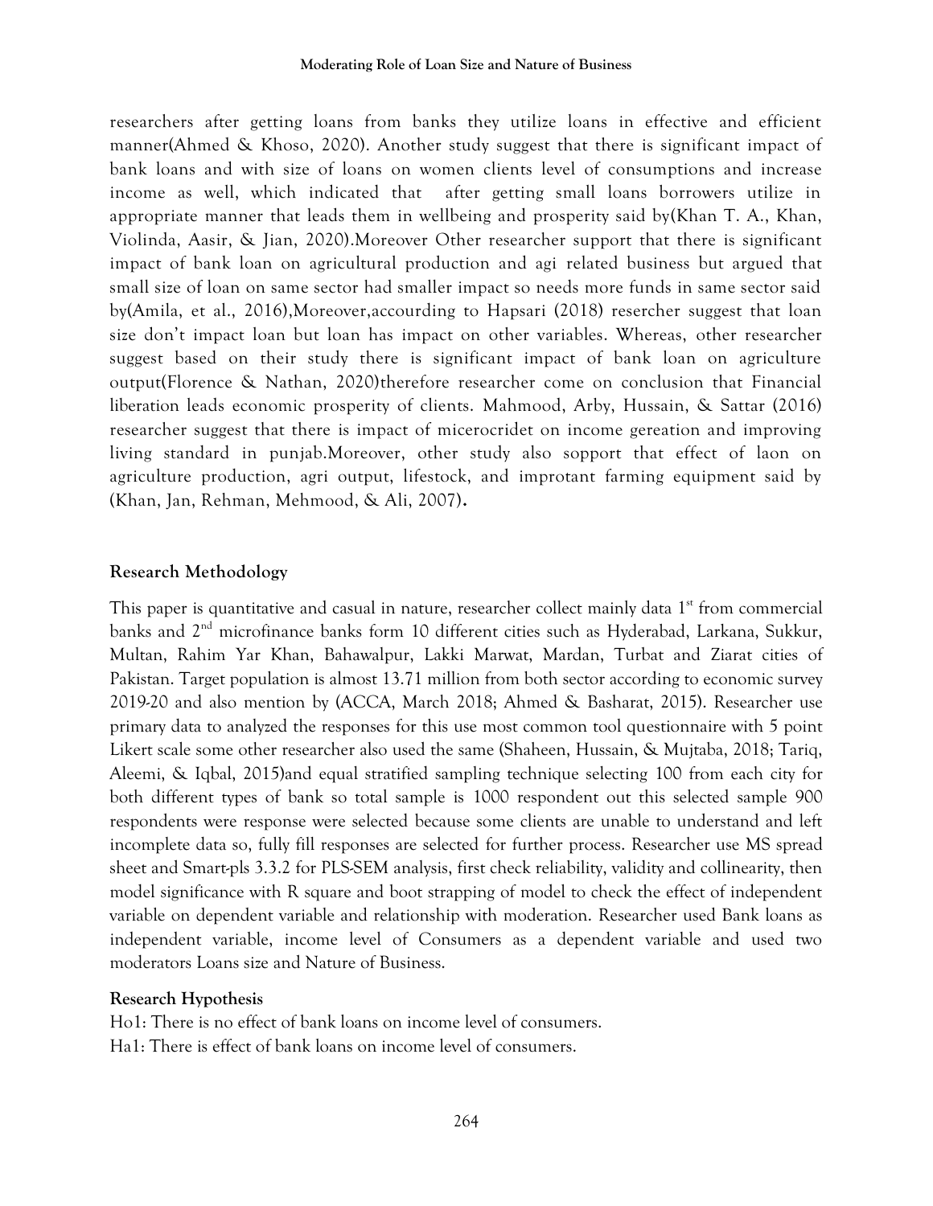researchers after getting loans from banks they utilize loans in effective and efficient manner(Ahmed & Khoso, 2020). Another study suggest that there is significant impact of bank loans and with size of loans on women clients level of consumptions and increase income as well, which indicated that after getting small loans borrowers utilize in appropriate manner that leads them in wellbeing and prosperity said by(Khan T. A., Khan, Violinda, Aasir, & Jian, 2020).Moreover Other researcher support that there is significant impact of bank loan on agricultural production and agi related business but argued that small size of loan on same sector had smaller impact so needs more funds in same sector said by(Amila, et al., 2016),Moreover,accourding to Hapsari (2018) resercher suggest that loan size don't impact loan but loan has impact on other variables. Whereas, other researcher suggest based on their study there is significant impact of bank loan on agriculture output(Florence & Nathan, 2020)therefore researcher come on conclusion that Financial liberation leads economic prosperity of clients. Mahmood, Arby, Hussain, & Sattar (2016) researcher suggest that there is impact of micerocridet on income gereation and improving living standard in punjab.Moreover, other study also sopport that effect of laon on agriculture production, agri output, lifestock, and improtant farming equipment said by (Khan, Jan, Rehman, Mehmood, & Ali, 2007).

## Research Methodology

This paper is quantitative and casual in nature, researcher collect mainly data 1st from commercial banks and 2nd microfinance banks form 10 different cities such as Hyderabad, Larkana, Sukkur, Multan, Rahim Yar Khan, Bahawalpur, Lakki Marwat, Mardan, Turbat and Ziarat cities of Pakistan. Target population is almost 13.71 million from both sector according to economic survey 2019-20 and also mention by (ACCA, March 2018; Ahmed & Basharat, 2015). Researcher use primary data to analyzed the responses for this use most common tool questionnaire with 5 point Likert scale some other researcher also used the same (Shaheen, Hussain, & Mujtaba, 2018; Tariq, Aleemi, & Iqbal, 2015)and equal stratified sampling technique selecting 100 from each city for both different types of bank so total sample is 1000 respondent out this selected sample 900 respondents were response were selected because some clients are unable to understand and left incomplete data so, fully fill responses are selected for further process. Researcher use MS spread sheet and Smart-pls 3.3.2 for PLS-SEM analysis, first check reliability, validity and collinearity, then model significance with R square and boot strapping of model to check the effect of independent variable on dependent variable and relationship with moderation. Researcher used Bank loans as independent variable, income level of Consumers as a dependent variable and used two moderators Loans size and Nature of Business.

### Research Hypothesis

Ho1: There is no effect of bank loans on income level of consumers.

Ha1: There is effect of bank loans on income level of consumers.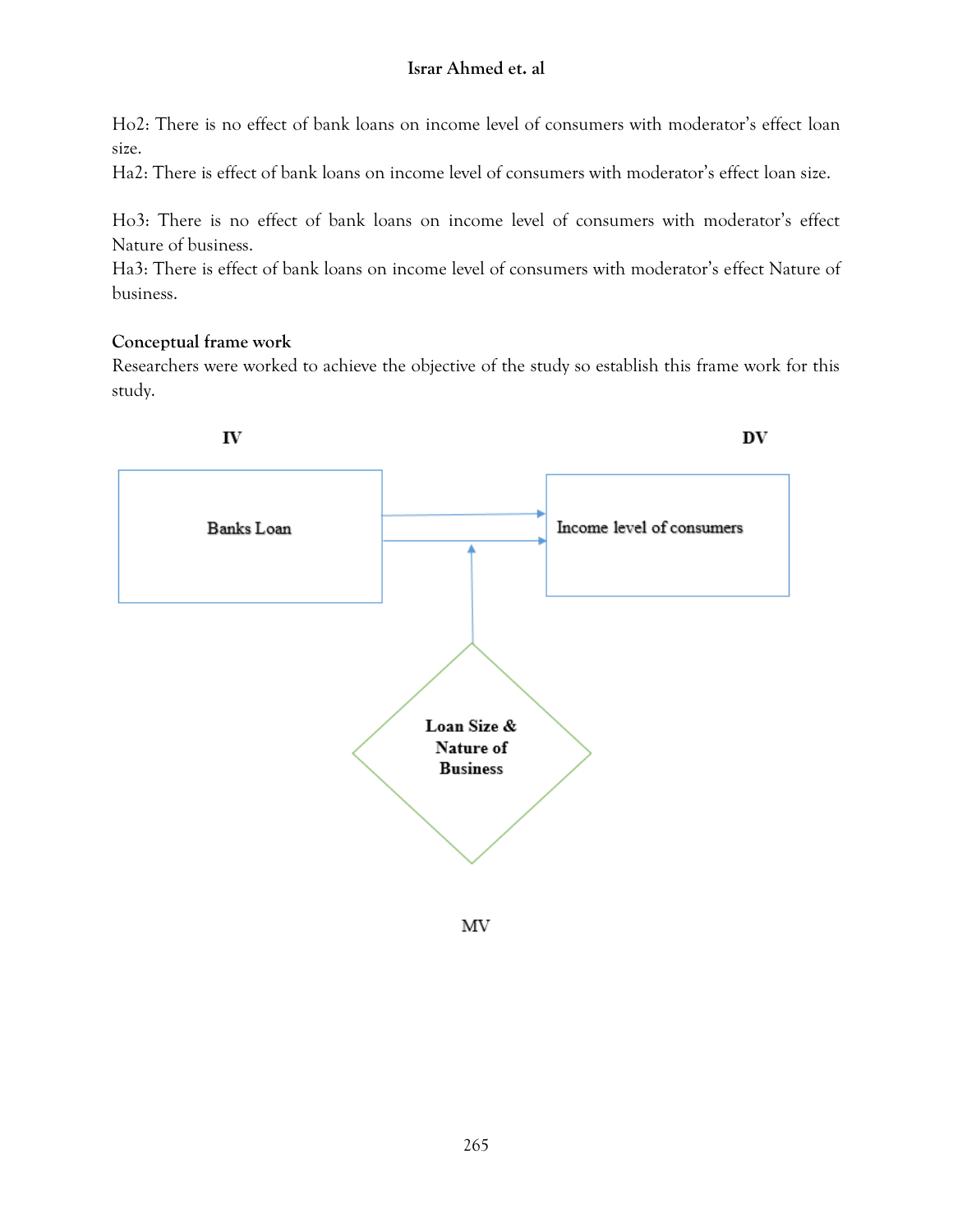Ho2: There is no effect of bank loans on income level of consumers with moderator's effect loan size.

Ha2: There is effect of bank loans on income level of consumers with moderator's effect loan size.

Ho3: There is no effect of bank loans on income level of consumers with moderator's effect Nature of business.

Ha3: There is effect of bank loans on income level of consumers with moderator's effect Nature of business.

**Conceptual frame work**

Researchers were worked to achieve the objective of the study so establish this frame work for this study.

**IV** **DV**

Banks Loan → Income level of consumers

**Loan Size & Nature of Business**

MV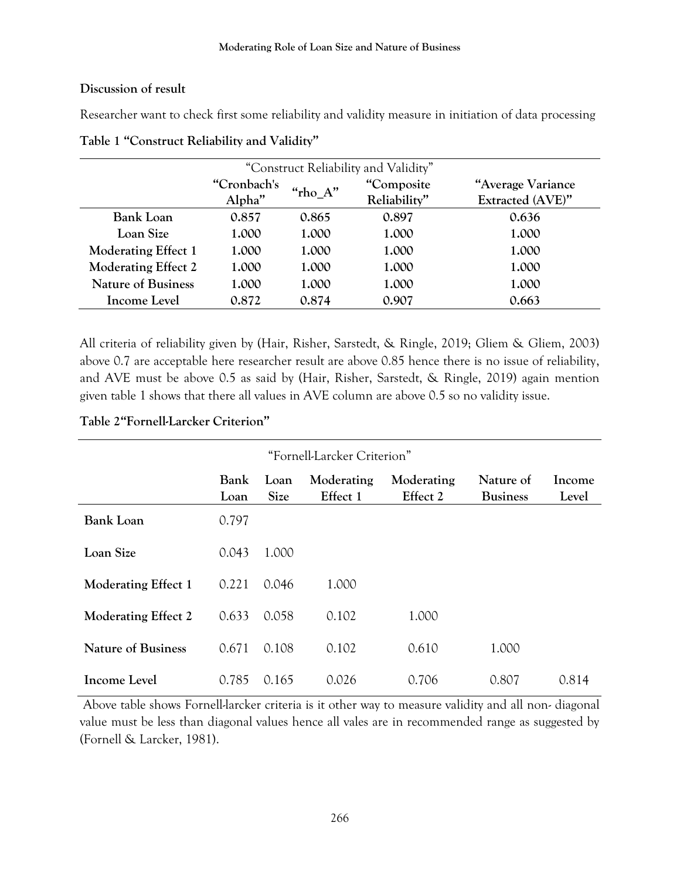**Discussion of result**

Researcher want to check first some reliability and validity measure in initiation of data processing

**Table 1 "Construct Reliability and Validity"**

| | "Construct Reliability and Validity" | | | |
|---|---|---|---|---|
| | "Cronbach's Alpha" | "rho_A" | "Composite Reliability" | "Average Variance Extracted (AVE)" |
| **Bank Loan** | **0.857** | **0.865** | **0.897** | **0.636** |
| **Loan Size** | **1.000** | **1.000** | **1.000** | **1.000** |
| **Moderating Effect 1** | **1.000** | **1.000** | **1.000** | **1.000** |
| **Moderating Effect 2** | **1.000** | **1.000** | **1.000** | **1.000** |
| **Nature of Business** | **1.000** | **1.000** | **1.000** | **1.000** |
| **Income Level** | **0.872** | **0.874** | **0.907** | **0.663** |

All criteria of reliability given by (Hair, Risher, Sarstedt, & Ringle, 2019; Gliem & Gliem, 2003) above 0.7 are acceptable here researcher result are above 0.85 hence there is no issue of reliability, and AVE must be above 0.5 as said by (Hair, Risher, Sarstedt, & Ringle, 2019) again mention given table 1 shows that there all values in AVE column are above 0.5 so no validity issue.

**Table 2"Fornell-Larcker Criterion"**

| "Fornell-Larcker Criterion" | | | | | | |
|---|---|---|---|---|---|---|
| | **Bank Loan** | **Loan Size** | **Moderating Effect 1** | **Moderating Effect 2** | **Nature of Business** | **Income Level** |
| **Bank Loan** | 0.797 | | | | | |
| **Loan Size** | 0.043 | 1.000 | | | | |
| **Moderating Effect 1** | 0.221 | 0.046 | 1.000 | | | |
| **Moderating Effect 2** | 0.633 | 0.058 | 0.102 | 1.000 | | |
| **Nature of Business** | 0.671 | 0.108 | 0.102 | 0.610 | 1.000 | |
| **Income Level** | 0.785 | 0.165 | 0.026 | 0.706 | 0.807 | 0.814 |

Above table shows Fornell-larcker criteria is it other way to measure validity and all non- diagonal value must be less than diagonal values hence all vales are in recommended range as suggested by (Fornell & Larcker, 1981).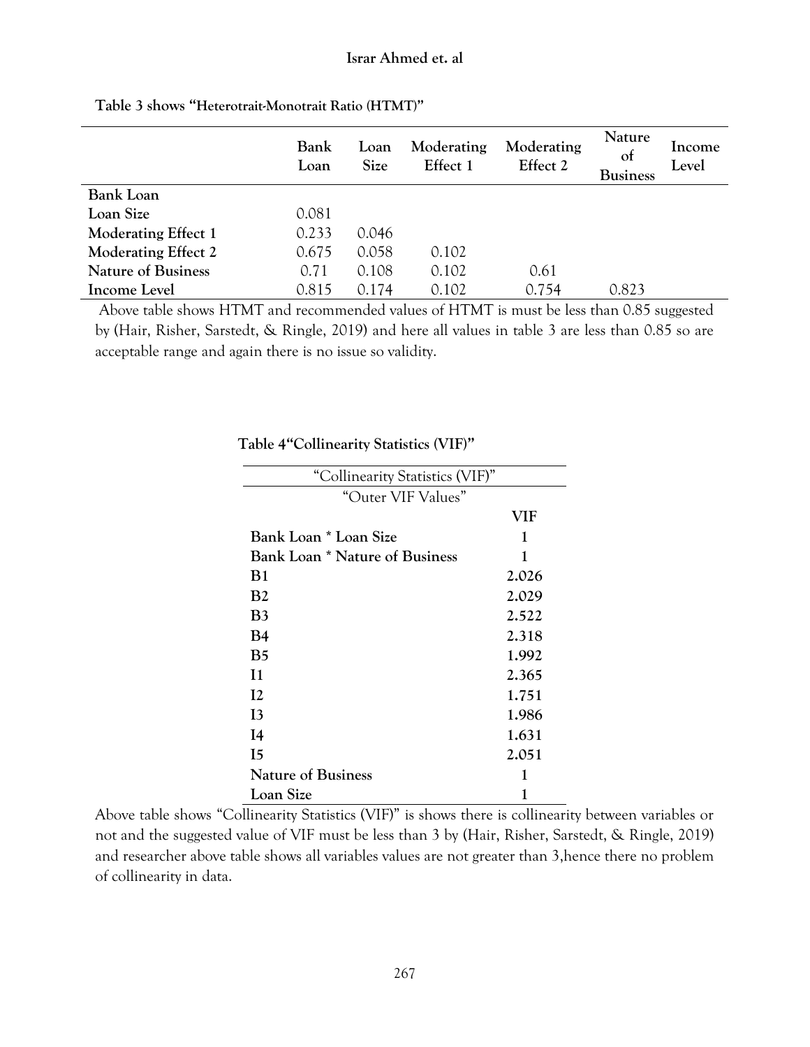**Table 3 shows "Heterotrait-Monotrait Ratio (HTMT)"**

| | Bank Loan | Loan Size | Moderating Effect 1 | Moderating Effect 2 | Nature of Business | Income Level |
|---|---|---|---|---|---|---|
| **Bank Loan** | | | | | | |
| **Loan Size** | 0.081 | | | | | |
| **Moderating Effect 1** | 0.233 | 0.046 | | | | |
| **Moderating Effect 2** | 0.675 | 0.058 | 0.102 | | | |
| **Nature of Business** | 0.71 | 0.108 | 0.102 | 0.61 | | |
| **Income Level** | 0.815 | 0.174 | 0.102 | 0.754 | 0.823 | |

Above table shows HTMT and recommended values of HTMT is must be less than 0.85 suggested by (Hair, Risher, Sarstedt, & Ringle, 2019) and here all values in table 3 are less than 0.85 so are acceptable range and again there is no issue so validity.

**Table 4"Collinearity Statistics (VIF)"**

| "Collinearity Statistics (VIF)" | |
|---|---|
| "Outer VIF Values" | |
| | **VIF** |
| **Bank Loan * Loan Size** | **1** |
| **Bank Loan * Nature of Business** | **1** |
| **B1** | **2.026** |
| **B2** | **2.029** |
| **B3** | **2.522** |
| **B4** | **2.318** |
| **B5** | **1.992** |
| **I1** | **2.365** |
| **I2** | **1.751** |
| **I3** | **1.986** |
| **I4** | **1.631** |
| **I5** | **2.051** |
| **Nature of Business** | **1** |
| **Loan Size** | **1** |

Above table shows "Collinearity Statistics (VIF)" is shows there is collinearity between variables or not and the suggested value of VIF must be less than 3 by (Hair, Risher, Sarstedt, & Ringle, 2019) and researcher above table shows all variables values are not greater than 3,hence there no problem of collinearity in data.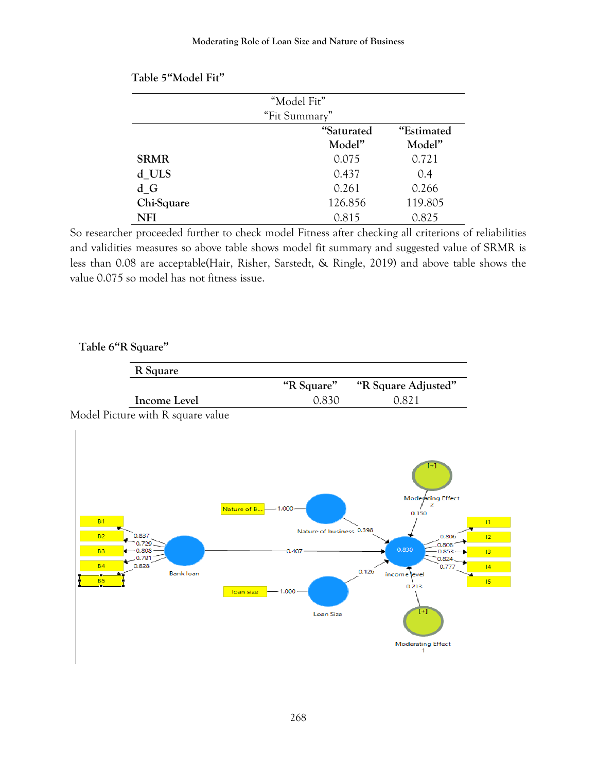Table 5“Model Fit”

| “Model Fit” “Fit Summary” | | |
|---|---|---|
| | “Saturated Model” | “Estimated Model” |
| **SRMR** | 0.075 | 0.721 |
| **d_ULS** | 0.437 | 0.4 |
| **d_G** | 0.261 | 0.266 |
| **Chi-Square** | 126.856 | 119.805 |
| **NFI** | 0.815 | 0.825 |

So researcher proceeded further to check model Fitness after checking all criterions of reliabilities and validities measures so above table shows model fit summary and suggested value of SRMR is less than 0.08 are acceptable(Hair, Risher, Sarstedt, & Ringle, 2019) and above table shows the value 0.075 so model has not fitness issue.

Table 6“R Square”

| **R Square** | | |
|---|---|---|
| | “R Square” | “R Square Adjusted” |
| **Income Level** | 0.830 | 0.821 |

Model Picture with R square value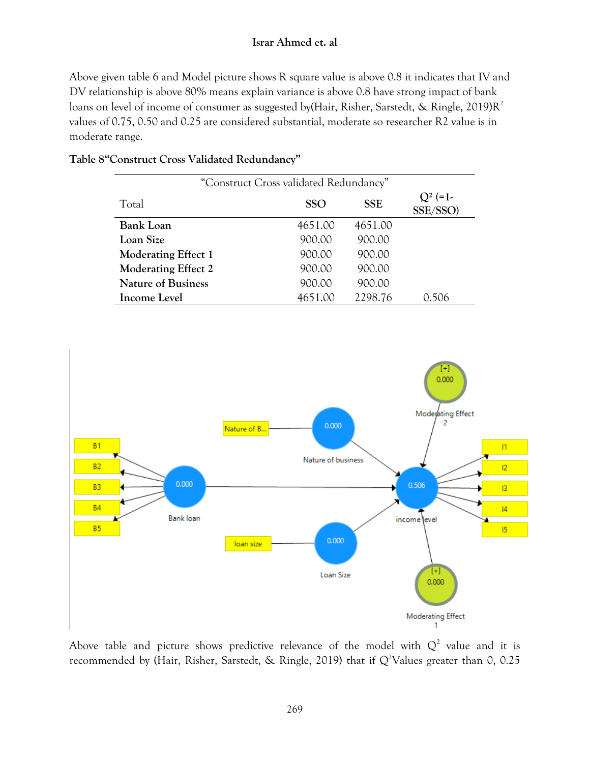Above given table 6 and Model picture shows R square value is above 0.8 it indicates that IV and DV relationship is above 80% means explain variance is above 0.8 have strong impact of bank loans on level of income of consumer as suggested by(Hair, Risher, Sarstedt, & Ringle, 2019)$R^2$ values of 0.75, 0.50 and 0.25 are considered substantial, moderate so researcher R2 value is in moderate range.

**Table 8"Construct Cross Validated Redundancy"**

| "Construct Cross validated Redundancy" | | | |
|---|---|---|---|
| Total | SSO | SSE | $Q^2$ (=1-SSE/SSO) |
| **Bank Loan** | 4651.00 | 4651.00 | |
| **Loan Size** | 900.00 | 900.00 | |
| **Moderating Effect 1** | 900.00 | 900.00 | |
| **Moderating Effect 2** | 900.00 | 900.00 | |
| **Nature of Business** | 900.00 | 900.00 | |
| **Income Level** | 4651.00 | 2298.76 | 0.506 |

Above table and picture shows predictive relevance of the model with $Q^2$ value and it is recommended by (Hair, Risher, Sarstedt, & Ringle, 2019) that if $Q^2$Values greater than 0, 0.25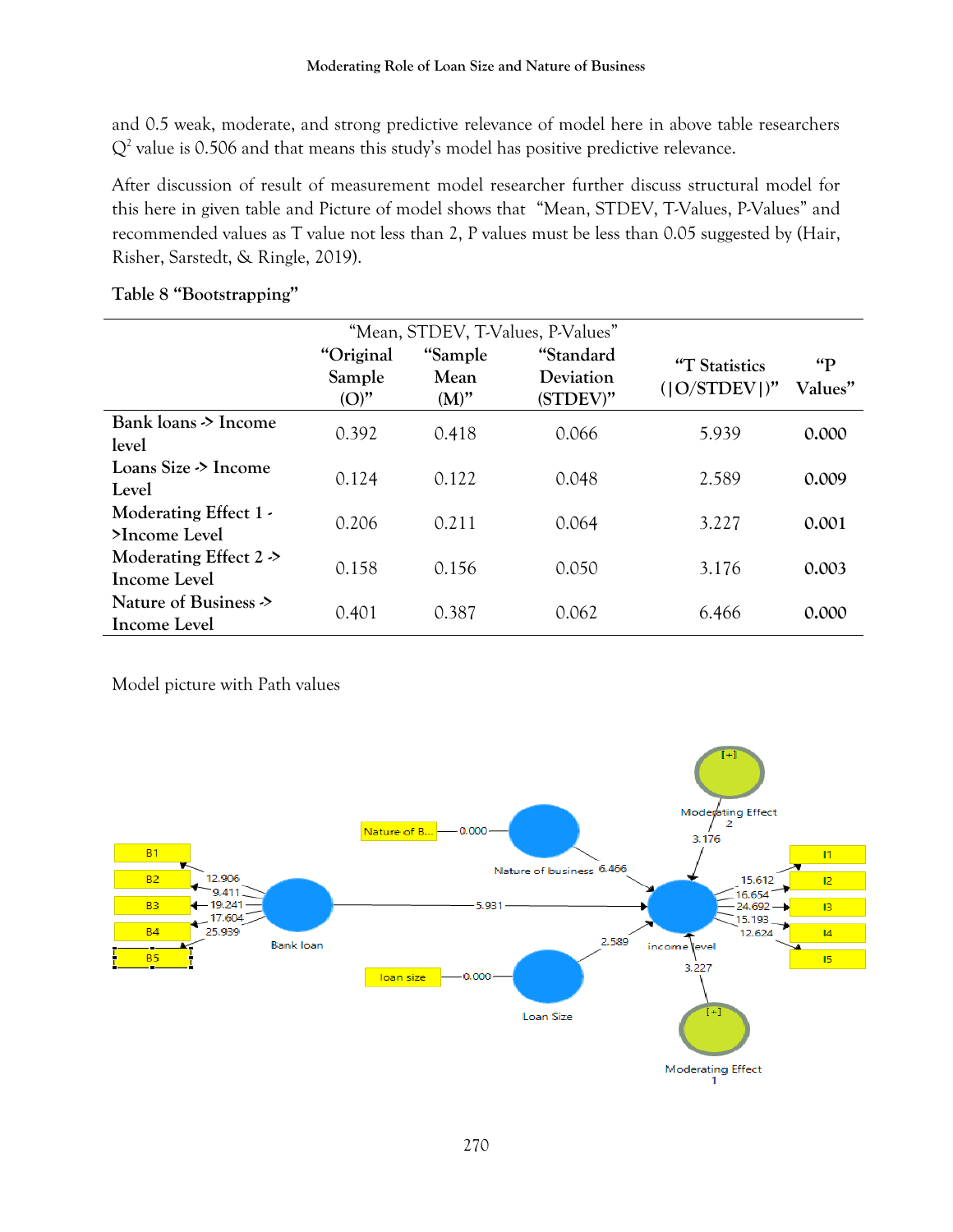and 0.5 weak, moderate, and strong predictive relevance of model here in above table researchers $Q^2$ value is 0.506 and that means this study's model has positive predictive relevance.

After discussion of result of measurement model researcher further discuss structural model for this here in given table and Picture of model shows that "Mean, STDEV, T-Values, P-Values" and recommended values as T value not less than 2, P values must be less than 0.05 suggested by (Hair, Risher, Sarstedt, & Ringle, 2019).

**Table 8 "Bootstrapping"**

| | "Mean, STDEV, T-Values, P-Values" | | | | |
|---|---|---|---|---|---|
| | "Original Sample (O)" | "Sample Mean (M)" | "Standard Deviation (STDEV)" | "T Statistics (\|O/STDEV\|)" | "P Values" |
| **Bank loans -> Income level** | 0.392 | 0.418 | 0.066 | 5.939 | **0.000** |
| **Loans Size -> Income Level** | 0.124 | 0.122 | 0.048 | 2.589 | **0.009** |
| **Moderating Effect 1 ->Income Level** | 0.206 | 0.211 | 0.064 | 3.227 | **0.001** |
| **Moderating Effect 2 -> Income Level** | 0.158 | 0.156 | 0.050 | 3.176 | **0.003** |
| **Nature of Business -> Income Level** | 0.401 | 0.387 | 0.062 | 6.466 | **0.000** |

Model picture with Path values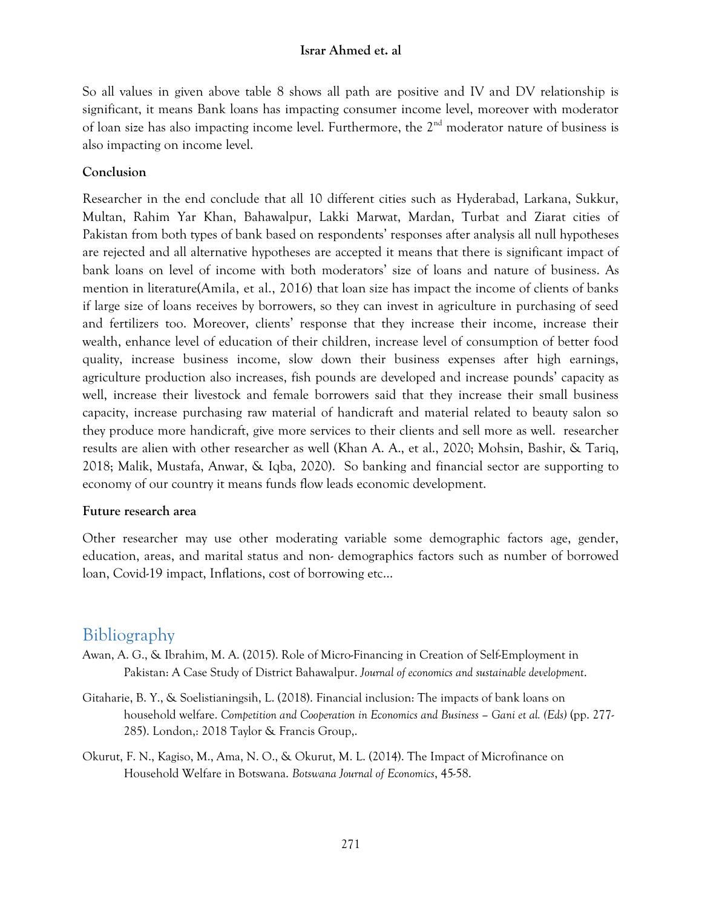So all values in given above table 8 shows all path are positive and IV and DV relationship is significant, it means Bank loans has impacting consumer income level, moreover with moderator of loan size has also impacting income level. Furthermore, the 2nd moderator nature of business is also impacting on income level.

## Conclusion

Researcher in the end conclude that all 10 different cities such as Hyderabad, Larkana, Sukkur, Multan, Rahim Yar Khan, Bahawalpur, Lakki Marwat, Mardan, Turbat and Ziarat cities of Pakistan from both types of bank based on respondents' responses after analysis all null hypotheses are rejected and all alternative hypotheses are accepted it means that there is significant impact of bank loans on level of income with both moderators' size of loans and nature of business. As mention in literature(Amila, et al., 2016) that loan size has impact the income of clients of banks if large size of loans receives by borrowers, so they can invest in agriculture in purchasing of seed and fertilizers too. Moreover, clients' response that they increase their income, increase their wealth, enhance level of education of their children, increase level of consumption of better food quality, increase business income, slow down their business expenses after high earnings, agriculture production also increases, fish pounds are developed and increase pounds' capacity as well, increase their livestock and female borrowers said that they increase their small business capacity, increase purchasing raw material of handicraft and material related to beauty salon so they produce more handicraft, give more services to their clients and sell more as well. researcher results are alien with other researcher as well (Khan A. A., et al., 2020; Mohsin, Bashir, & Tariq, 2018; Malik, Mustafa, Anwar, & Iqba, 2020). So banking and financial sector are supporting to economy of our country it means funds flow leads economic development.

## Future research area

Other researcher may use other moderating variable some demographic factors age, gender, education, areas, and marital status and non- demographics factors such as number of borrowed loan, Covid-19 impact, Inflations, cost of borrowing etc…

# Bibliography

Awan, A. G., & Ibrahim, M. A. (2015). Role of Micro-Financing in Creation of Self-Employment in Pakistan: A Case Study of District Bahawalpur. *Journal of economics and sustainable development*.

Gitaharie, B. Y., & Soelistianingsih, L. (2018). Financial inclusion: The impacts of bank loans on household welfare. *Competition and Cooperation in Economics and Business – Gani et al. (Eds)* (pp. 277-285). London,: 2018 Taylor & Francis Group,.

Okurut, F. N., Kagiso, M., Ama, N. O., & Okurut, M. L. (2014). The Impact of Microfinance on Household Welfare in Botswana. *Botswana Journal of Economics*, 45-58.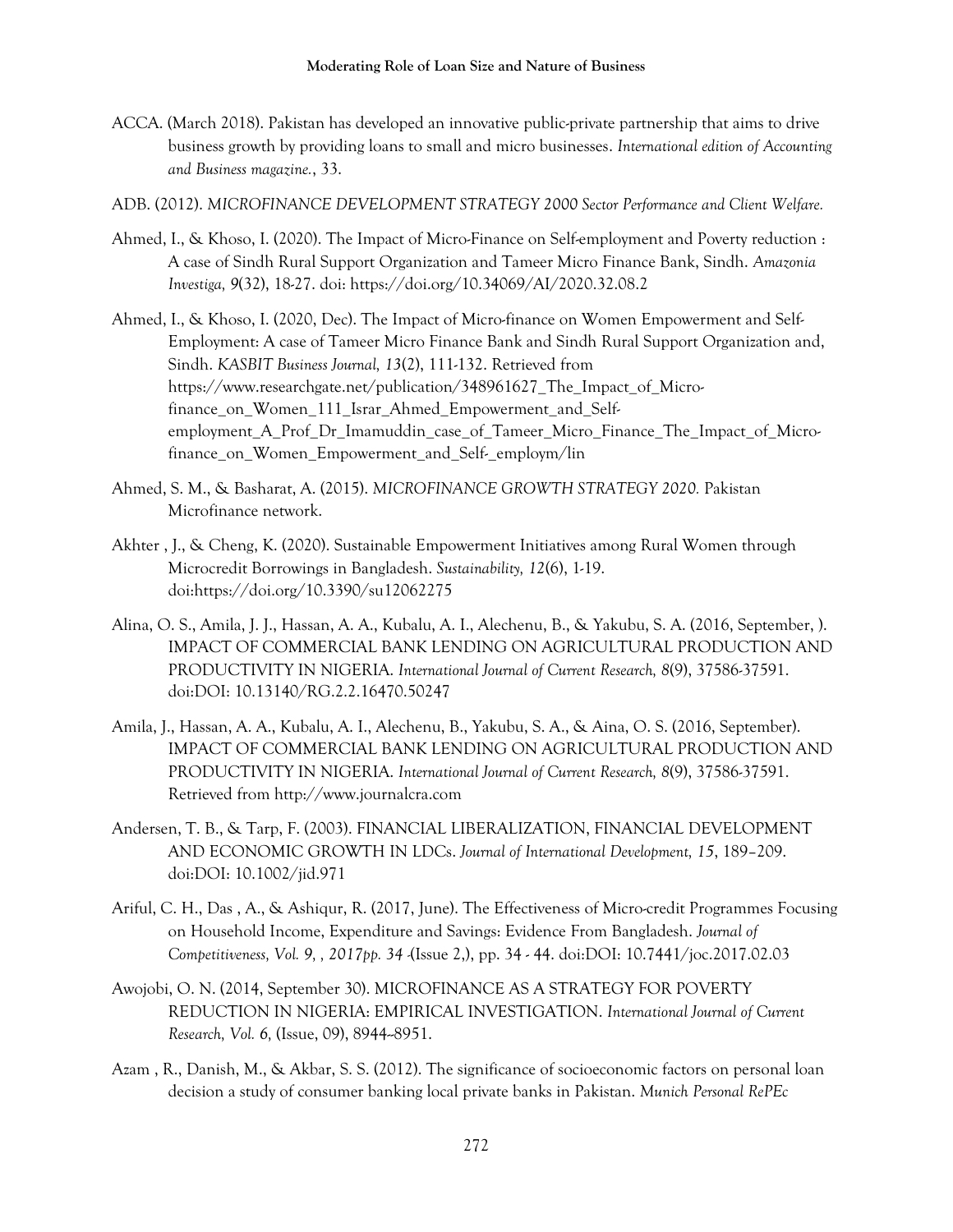ACCA. (March 2018). Pakistan has developed an innovative public-private partnership that aims to drive business growth by providing loans to small and micro businesses. *International edition of Accounting and Business magazine.*, 33.

ADB. (2012). *MICROFINANCE DEVELOPMENT STRATEGY 2000 Sector Performance and Client Welfare.*

Ahmed, I., & Khoso, I. (2020). The Impact of Micro-Finance on Self-employment and Poverty reduction : A case of Sindh Rural Support Organization and Tameer Micro Finance Bank, Sindh. *Amazonia Investiga, 9*(32), 18-27. doi: https://doi.org/10.34069/AI/2020.32.08.2

Ahmed, I., & Khoso, I. (2020, Dec). The Impact of Micro-finance on Women Empowerment and Self-Employment: A case of Tameer Micro Finance Bank and Sindh Rural Support Organization and, Sindh. *KASBIT Business Journal, 13*(2), 111-132. Retrieved from https://www.researchgate.net/publication/348961627_The_Impact_of_Micro-finance_on_Women_111_Israr_Ahmed_Empowerment_and_Self-employment_A_Prof_Dr_Imamuddin_case_of_Tameer_Micro_Finance_The_Impact_of_Micro-finance_on_Women_Empowerment_and_Self-_employm/lin

Ahmed, S. M., & Basharat, A. (2015). *MICROFINANCE GROWTH STRATEGY 2020.* Pakistan Microfinance network.

Akhter , J., & Cheng, K. (2020). Sustainable Empowerment Initiatives among Rural Women through Microcredit Borrowings in Bangladesh. *Sustainability, 12*(6), 1-19. doi:https://doi.org/10.3390/su12062275

Alina, O. S., Amila, J. J., Hassan, A. A., Kubalu, A. I., Alechenu, B., & Yakubu, S. A. (2016, September, ). IMPACT OF COMMERCIAL BANK LENDING ON AGRICULTURAL PRODUCTION AND PRODUCTIVITY IN NIGERIA. *International Journal of Current Research, 8*(9), 37586-37591. doi:DOI: 10.13140/RG.2.2.16470.50247

Amila, J., Hassan, A. A., Kubalu, A. I., Alechenu, B., Yakubu, S. A., & Aina, O. S. (2016, September). IMPACT OF COMMERCIAL BANK LENDING ON AGRICULTURAL PRODUCTION AND PRODUCTIVITY IN NIGERIA. *International Journal of Current Research, 8*(9), 37586-37591. Retrieved from http://www.journalcra.com

Andersen, T. B., & Tarp, F. (2003). FINANCIAL LIBERALIZATION, FINANCIAL DEVELOPMENT AND ECONOMIC GROWTH IN LDCs. *Journal of International Development, 15*, 189–209. doi:DOI: 10.1002/jid.971

Ariful, C. H., Das , A., & Ashiqur, R. (2017, June). The Effectiveness of Micro-credit Programmes Focusing on Household Income, Expenditure and Savings: Evidence From Bangladesh. *Journal of Competitiveness, Vol. 9, , 2017pp. 34* -(Issue 2,), pp. 34 - 44. doi:DOI: 10.7441/joc.2017.02.03

Awojobi, O. N. (2014, September 30). MICROFINANCE AS A STRATEGY FOR POVERTY REDUCTION IN NIGERIA: EMPIRICAL INVESTIGATION. *International Journal of Current Research, Vol. 6,* (Issue, 09), 8944-8951.

Azam , R., Danish, M., & Akbar, S. S. (2012). The significance of socioeconomic factors on personal loan decision a study of consumer banking local private banks in Pakistan. *Munich Personal RePEc*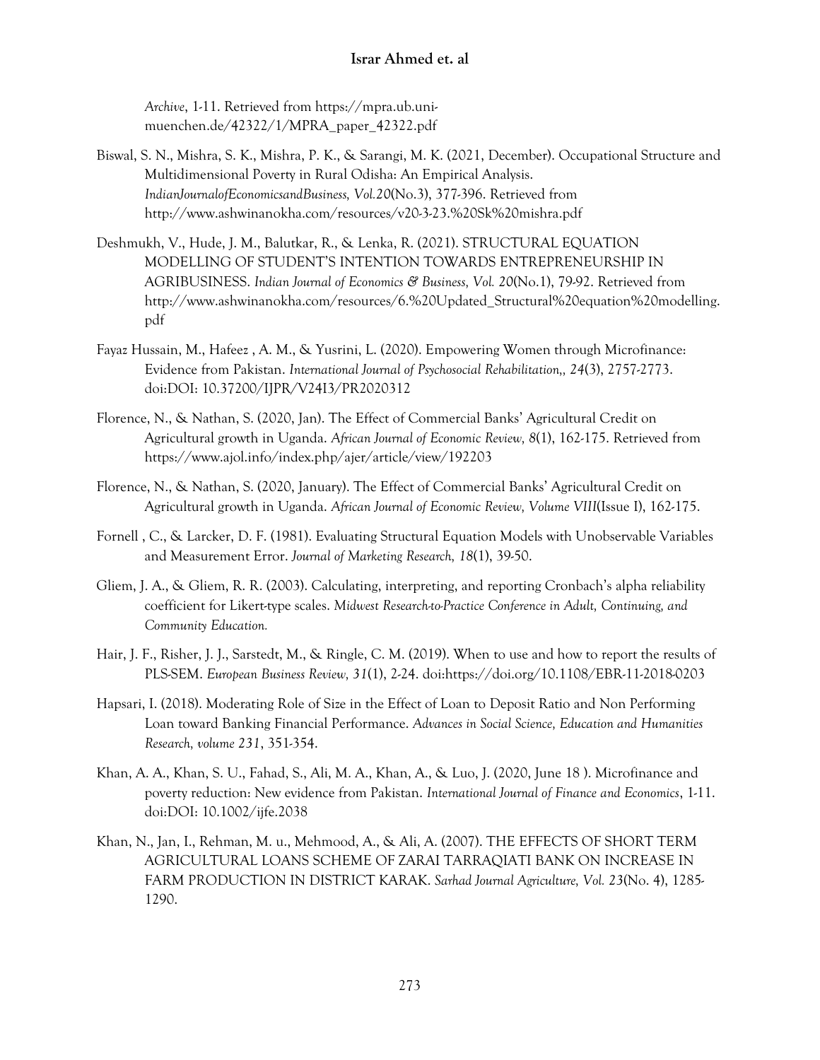*Archive*, 1-11. Retrieved from https://mpra.ub.uni-muenchen.de/42322/1/MPRA_paper_42322.pdf

Biswal, S. N., Mishra, S. K., Mishra, P. K., & Sarangi, M. K. (2021, December). Occupational Structure and Multidimensional Poverty in Rural Odisha: An Empirical Analysis. *IndianJournalofEconomicsandBusiness, Vol.20*(No.3), 377-396. Retrieved from http://www.ashwinanokha.com/resources/v20-3-23.%20Sk%20mishra.pdf

Deshmukh, V., Hude, J. M., Balutkar, R., & Lenka, R. (2021). STRUCTURAL EQUATION MODELLING OF STUDENT'S INTENTION TOWARDS ENTREPRENEURSHIP IN AGRIBUSINESS. *Indian Journal of Economics & Business, Vol. 20*(No.1), 79-92. Retrieved from http://www.ashwinanokha.com/resources/6.%20Updated_Structural%20equation%20modelling.pdf

Fayaz Hussain, M., Hafeez , A. M., & Yusrini, L. (2020). Empowering Women through Microfinance: Evidence from Pakistan. *International Journal of Psychosocial Rehabilitation,, 24*(3), 2757-2773. doi:DOI: 10.37200/IJPR/V24I3/PR2020312

Florence, N., & Nathan, S. (2020, Jan). The Effect of Commercial Banks' Agricultural Credit on Agricultural growth in Uganda. *African Journal of Economic Review, 8*(1), 162-175. Retrieved from https://www.ajol.info/index.php/ajer/article/view/192203

Florence, N., & Nathan, S. (2020, January). The Effect of Commercial Banks' Agricultural Credit on Agricultural growth in Uganda. *African Journal of Economic Review, Volume VIII*(Issue I), 162-175.

Fornell , C., & Larcker, D. F. (1981). Evaluating Structural Equation Models with Unobservable Variables and Measurement Error. *Journal of Marketing Research, 18*(1), 39-50.

Gliem, J. A., & Gliem, R. R. (2003). Calculating, interpreting, and reporting Cronbach's alpha reliability coefficient for Likert-type scales. *Midwest Research-to-Practice Conference in Adult, Continuing, and Community Education.*

Hair, J. F., Risher, J. J., Sarstedt, M., & Ringle, C. M. (2019). When to use and how to report the results of PLS-SEM. *European Business Review, 31*(1), 2-24. doi:https://doi.org/10.1108/EBR-11-2018-0203

Hapsari, I. (2018). Moderating Role of Size in the Effect of Loan to Deposit Ratio and Non Performing Loan toward Banking Financial Performance. *Advances in Social Science, Education and Humanities Research, volume 231*, 351-354.

Khan, A. A., Khan, S. U., Fahad, S., Ali, M. A., Khan, A., & Luo, J. (2020, June 18 ). Microfinance and poverty reduction: New evidence from Pakistan. *International Journal of Finance and Economics*, 1-11. doi:DOI: 10.1002/ijfe.2038

Khan, N., Jan, I., Rehman, M. u., Mehmood, A., & Ali, A. (2007). THE EFFECTS OF SHORT TERM AGRICULTURAL LOANS SCHEME OF ZARAI TARRAQIATI BANK ON INCREASE IN FARM PRODUCTION IN DISTRICT KARAK. *Sarhad Journal Agriculture, Vol. 23*(No. 4), 1285-1290.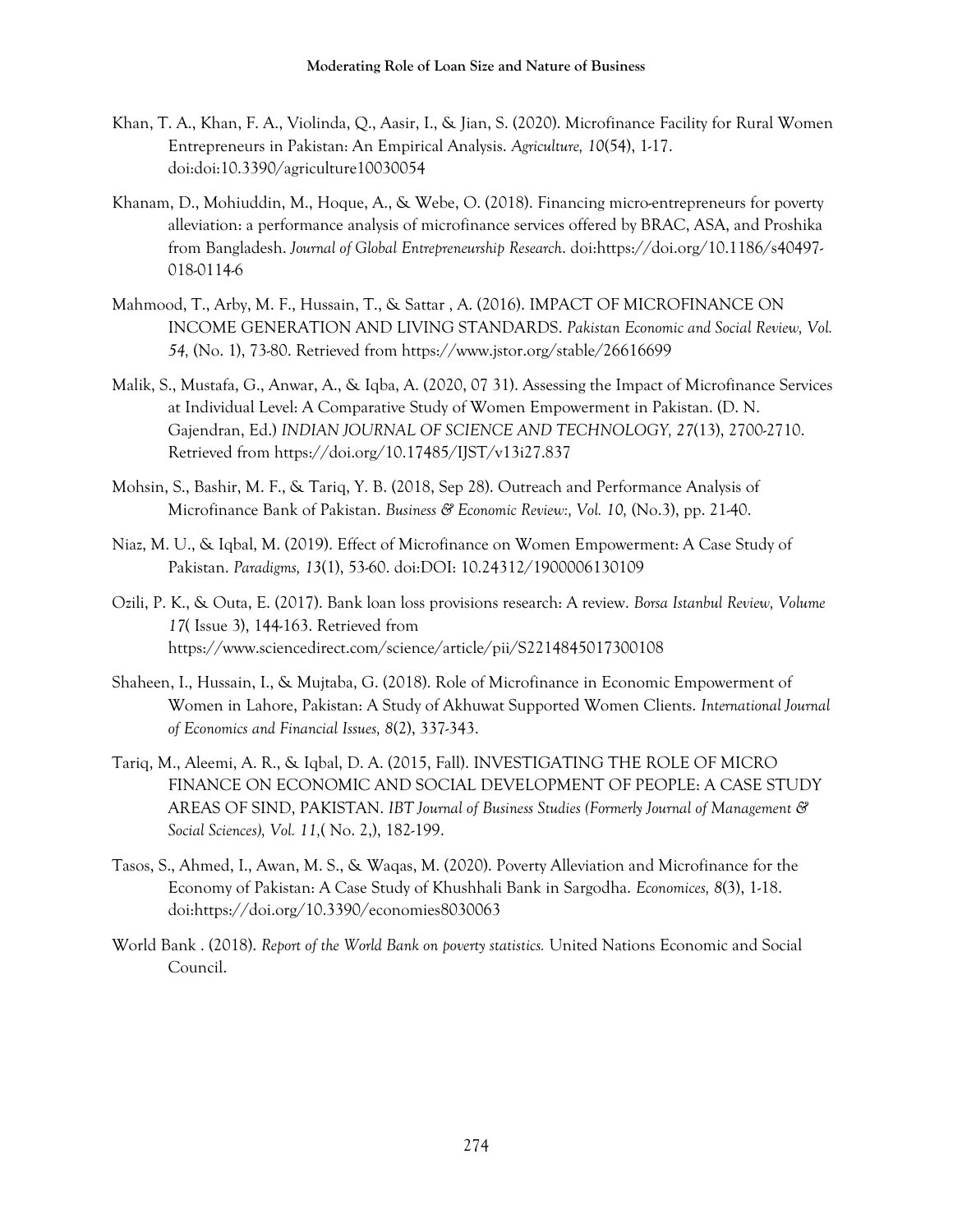Khan, T. A., Khan, F. A., Violinda, Q., Aasir, I., & Jian, S. (2020). Microfinance Facility for Rural Women Entrepreneurs in Pakistan: An Empirical Analysis. *Agriculture, 10*(54), 1-17. doi:doi:10.3390/agriculture10030054

Khanam, D., Mohiuddin, M., Hoque, A., & Webe, O. (2018). Financing micro-entrepreneurs for poverty alleviation: a performance analysis of microfinance services offered by BRAC, ASA, and Proshika from Bangladesh. *Journal of Global Entrepreneurship Research*. doi:https://doi.org/10.1186/s40497-018-0114-6

Mahmood, T., Arby, M. F., Hussain, T., & Sattar , A. (2016). IMPACT OF MICROFINANCE ON INCOME GENERATION AND LIVING STANDARDS. *Pakistan Economic and Social Review, Vol. 54,* (No. 1), 73-80. Retrieved from https://www.jstor.org/stable/26616699

Malik, S., Mustafa, G., Anwar, A., & Iqba, A. (2020, 07 31). Assessing the Impact of Microfinance Services at Individual Level: A Comparative Study of Women Empowerment in Pakistan. (D. N. Gajendran, Ed.) *INDIAN JOURNAL OF SCIENCE AND TECHNOLOGY, 27*(13), 2700-2710. Retrieved from https://doi.org/10.17485/IJST/v13i27.837

Mohsin, S., Bashir, M. F., & Tariq, Y. B. (2018, Sep 28). Outreach and Performance Analysis of Microfinance Bank of Pakistan. *Business & Economic Review:, Vol. 10,* (No.3), pp. 21-40.

Niaz, M. U., & Iqbal, M. (2019). Effect of Microfinance on Women Empowerment: A Case Study of Pakistan. *Paradigms, 13*(1), 53-60. doi:DOI: 10.24312/1900006130109

Ozili, P. K., & Outa, E. (2017). Bank loan loss provisions research: A review. *Borsa Istanbul Review, Volume 17*( Issue 3), 144-163. Retrieved from https://www.sciencedirect.com/science/article/pii/S2214845017300108

Shaheen, I., Hussain, I., & Mujtaba, G. (2018). Role of Microfinance in Economic Empowerment of Women in Lahore, Pakistan: A Study of Akhuwat Supported Women Clients. *International Journal of Economics and Financial Issues, 8*(2), 337-343.

Tariq, M., Aleemi, A. R., & Iqbal, D. A. (2015, Fall). INVESTIGATING THE ROLE OF MICRO FINANCE ON ECONOMIC AND SOCIAL DEVELOPMENT OF PEOPLE: A CASE STUDY AREAS OF SIND, PAKISTAN. *IBT Journal of Business Studies (Formerly Journal of Management & Social Sciences), Vol. 11,*( No. 2,), 182-199.

Tasos, S., Ahmed, I., Awan, M. S., & Waqas, M. (2020). Poverty Alleviation and Microfinance for the Economy of Pakistan: A Case Study of Khushhali Bank in Sargodha. *Economices, 8*(3), 1-18. doi:https://doi.org/10.3390/economies8030063

World Bank . (2018). *Report of the World Bank on poverty statistics.* United Nations Economic and Social Council.